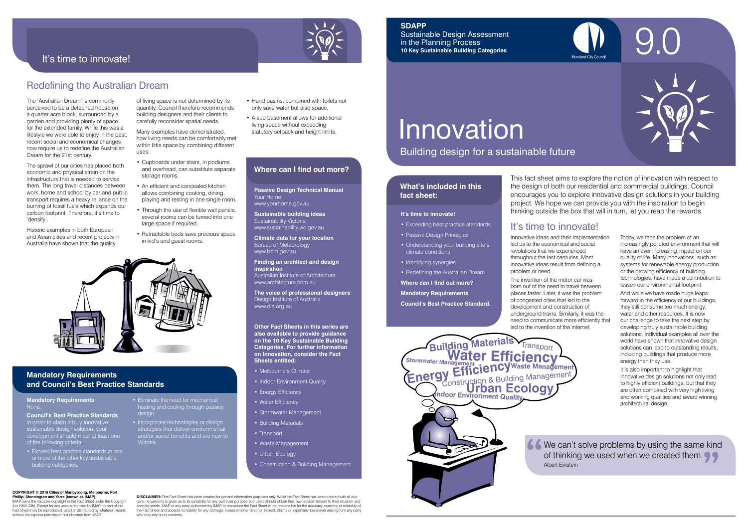# SDAPP

Sustainable Design Assessment in the Planning Process

**10 Key Sustainable Building Categories**

Moreland City Council

9.0

# Innovation

## Building design for a sustainable future

### What's included in this fact sheet:

**It's time to innovate!**

- Exceeding best practice standards
- Passive Design Principles
- Understanding your building site's climate conditions
- Identifying synergies
- Redefining the Australian Dream

**Where can I find out more?**

**Mandatory Requirements**

**Council's Best Practice Standard.**

This fact sheet aims to explore the notion of innovation with respect to the design of both our residential and commercial buildings. Council encourages you to explore innovative design solutions in your building project. We hope we can provide you with the inspiration to begin thinking outside the box that will in turn, let you reap the rewards.

## It's time to innovate!

Innovative ideas and their implementation led us to the economical and social revolutions that we experienced throughout the last centuries. Most innovative ideas result from defining a problem or need.

The invention of the motor car was born out of the need to travel between places faster. Later, it was the problem of congested cities that led to the development and construction of underground trains. Similarly, it was the need to communicate more efficiently that led to the invention of the internet.

Today, we face the problem of an increasingly polluted environment that will have an ever increasing impact on our quality of life. Many innovations, such as systems for renewable energy production or the growing efficiency of building technologies, have made a contribution to lessen our environmental footprint.

And while we have made huge leaps forward in the efficiency of our buildings, they still consume too much energy, water and other resources. It is now our challenge to take the next step by developing truly sustainable building solutions. Individual examples all over the world have shown that innovative design solutions can lead to outstanding results, including buildings that produce more energy than they use.

It is also important to highlight that innovative design solutions not only lead to highly efficient buildings, but that they are often combined with very high living and working qualities and award winning architectural design.

> We can't solve problems by using the same kind of thinking we used when we created them.
>
> Albert Einstein

## It's time to innovate!

### Redefining the Australian Dream

The 'Australian Dream' is commonly perceived to be a detached house on a quarter acre block, surrounded by a garden and providing plenty of space for the extended family. While this was a lifestyle we were able to enjoy in the past, recent social and economical changes now require us to redefine the Australian Dream for the 21st century.

The sprawl of our cities has placed both economic and physical strain on the infrastructure that is needed to service them. The long travel distances between work, home and school by car and public transport requires a heavy reliance on the burning of fossil fuels which expands our carbon footprint. Therefore, it's time to 'densify'.

Historic examples in both European and Asian cities and recent projects in Australia have shown that the quality of living space is not determined by its quantity. Council therefore recommends building designers and their clients to carefully reconsider spatial needs.

Many examples have demonstrated, how living needs can be comfortably met within little space by combining different uses:

- Cupboards under stairs, in podiums and overhead, can substitute separate storage rooms.
- An efficient and concealed kitchen allows combining cooking, dining, playing and resting in one single room.
- Through the use of flexible wall panels, several rooms can be turned into one large space if required.
- Retractable beds save precious space in kid's and guest rooms.
- Hand basins, combined with toilets not only save water but also space.
- A sub basement allows for additional living space without exceeding statutory setback and height limits.

### Mandatory Requirements and Council's Best Practice Standards

**Mandatory Requirements**

None.

**Council's Best Practice Standards**

In order to claim a truly innovative sustainable design solution, your development should meet at least one of the following criteria:

- Exceed best practice standards in one or more of the other key sustainable building categories.
- Eliminate the need for mechanical heating and cooling through passive design.
- Incorporate technologies or design strategies that deliver environmental and/or social benefits and are new to Victoria.

### Where can I find out more?

**Passive Design Technical Manual**
Your Home
www.yourhome.gov.au

**Sustainable building ideas**
Sustainability Victoria
www.sustainability.vic.gov.au

**Climate data for your location**
Bureau of Meteorology
www.bom.gov.au

**Finding an architect and design inspiration**
Australian Institute of Architecture
www.architecture.com.au

**The voice of professional designers**
Design Institute of Australia
www.dia.org.au

**Other Fact Sheets in this series are also available to provide guidance on the 10 Key Sustainable Building Categories. For further information on Innovation, consider the Fact Sheets entitled:**

- Melbourne's Climate
- Indoor Environment Quality
- Energy Efficiency
- Water Efficiency
- Stormwater Management
- Building Materials
- Transport
- Waste Management
- Urban Ecology
- Construction & Building Management

**COPYRIGHT © 2015 Cities of Maribyrnong, Melbourne, Port Phillip, Stonnington and Yarra (known as IMAP).**
IMAP owns the valuable copyright in the Fact Sheet under the Copyright Act 1968 (Cth). Except for any uses authorised by IMAP, no part of this Fact Sheet may be reproduced, used or distributed by whatever means without the express permission first obtained from IMAP.

**DISCLAIMER:** This Fact Sheet has been created for general information purposes only. While the Fact Sheet has been created with all due care, no warranty is given as to its suitability for any particular purpose and users should obtain their own advice relevant to their situation and specific needs. IMAP or any party authorised by IMAP to reproduce the Fact Sheet is not responsible for the accuracy, currency or reliability of the Fact Sheet and accepts no liability for any damage, losses whether direct or indirect, claims or expenses howsoever arising from any party who may rely on its contents.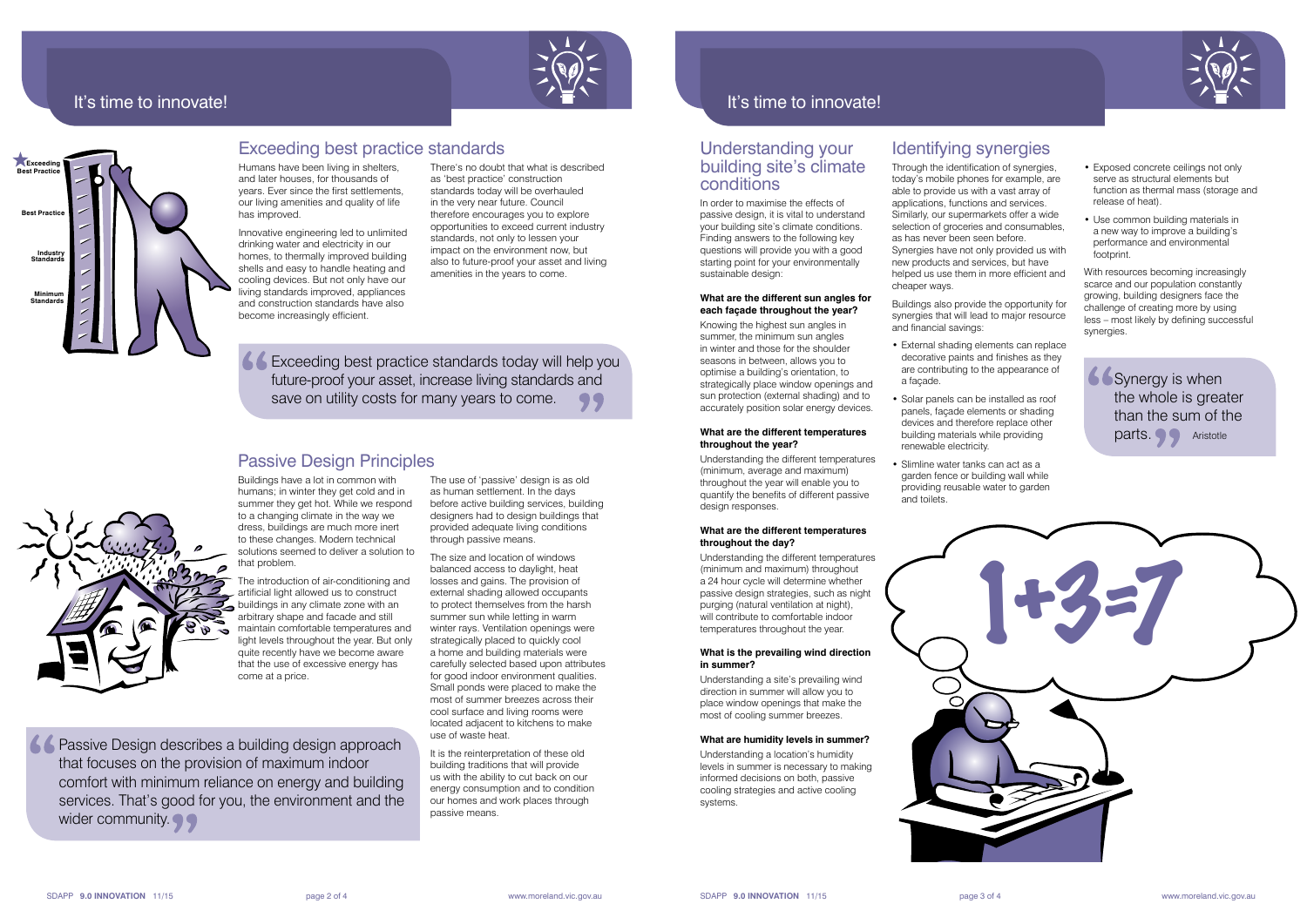## It's time to innovate!

### Exceeding best practice standards

Exceeding Best Practice

Best Practice

Industry Standards

Minimum Standards

Humans have been living in shelters, and later houses, for thousands of years. Ever since the first settlements, our living amenities and quality of life has improved.

Innovative engineering led to unlimited drinking water and electricity in our homes, to thermally improved building shells and easy to handle heating and cooling devices. But not only have our living standards improved, appliances and construction standards have also become increasingly efficient.

There's no doubt that what is described as 'best practice' construction standards today will be overhauled in the very near future. Council therefore encourages you to explore opportunities to exceed current industry standards, not only to lessen your impact on the environment now, but also to future-proof your asset and living amenities in the years to come.

> Exceeding best practice standards today will help you future-proof your asset, increase living standards and save on utility costs for many years to come.

### Passive Design Principles

Buildings have a lot in common with humans; in winter they get cold and in summer they get hot. While we respond to a changing climate in the way we dress, buildings are much more inert to these changes. Modern technical solutions seemed to deliver a solution to that problem.

The introduction of air-conditioning and artificial light allowed us to construct buildings in any climate zone with an arbitrary shape and facade and still maintain comfortable temperatures and light levels throughout the year. But only quite recently have we become aware that the use of excessive energy has come at a price.

The use of 'passive' design is as old as human settlement. In the days before active building services, building designers had to design buildings that provided adequate living conditions through passive means.

The size and location of windows balanced access to daylight, heat losses and gains. The provision of external shading allowed occupants to protect themselves from the harsh summer sun while letting in warm winter rays. Ventilation openings were strategically placed to quickly cool a home and building materials were carefully selected based upon attributes for good indoor environment qualities. Small ponds were placed to make the most of summer breezes across their cool surface and living rooms were located adjacent to kitchens to make use of waste heat.

It is the reinterpretation of these old building traditions that will provide us with the ability to cut back on our energy consumption and to condition our homes and work places through passive means.

> Passive Design describes a building design approach that focuses on the provision of maximum indoor comfort with minimum reliance on energy and building services. That's good for you, the environment and the wider community.

## It's time to innovate!

### Understanding your building site's climate conditions

In order to maximise the effects of passive design, it is vital to understand your building site's climate conditions. Finding answers to the following key questions will provide you with a good starting point for your environmentally sustainable design:

**What are the different sun angles for each façade throughout the year?**

Knowing the highest sun angles in summer, the minimum sun angles in winter and those for the shoulder seasons in between, allows you to optimise a building's orientation, to strategically place window openings and sun protection (external shading) and to accurately position solar energy devices.

**What are the different temperatures throughout the year?**

Understanding the different temperatures (minimum, average and maximum) throughout the year will enable you to quantify the benefits of different passive design responses.

**What are the different temperatures throughout the day?**

Understanding the different temperatures (minimum and maximum) throughout a 24 hour cycle will determine whether passive design strategies, such as night purging (natural ventilation at night), will contribute to comfortable indoor temperatures throughout the year.

**What is the prevailing wind direction in summer?**

Understanding a site's prevailing wind direction in summer will allow you to place window openings that make the most of cooling summer breezes.

**What are humidity levels in summer?**

Understanding a location's humidity levels in summer is necessary to making informed decisions on both, passive cooling strategies and active cooling systems.

### Identifying synergies

Through the identification of synergies, today's mobile phones for example, are able to provide us with a vast array of applications, functions and services. Similarly, our supermarkets offer a wide selection of groceries and consumables, as has never been seen before. Synergies have not only provided us with new products and services, but have helped us use them in more efficient and cheaper ways.

Buildings also provide the opportunity for synergies that will lead to major resource and financial savings:

- External shading elements can replace decorative paints and finishes as they are contributing to the appearance of a façade.
- Solar panels can be installed as roof panels, façade elements or shading devices and therefore replace other building materials while providing renewable electricity.
- Slimline water tanks can act as a garden fence or building wall while providing reusable water to garden and toilets.
- Exposed concrete ceilings not only serve as structural elements but function as thermal mass (storage and release of heat).
- Use common building materials in a new way to improve a building's performance and environmental footprint.

With resources becoming increasingly scarce and our population constantly growing, building designers face the challenge of creating more by using less – most likely by defining successful synergies.

> Synergy is when the whole is greater than the sum of the parts. — Aristotle

1+3=7